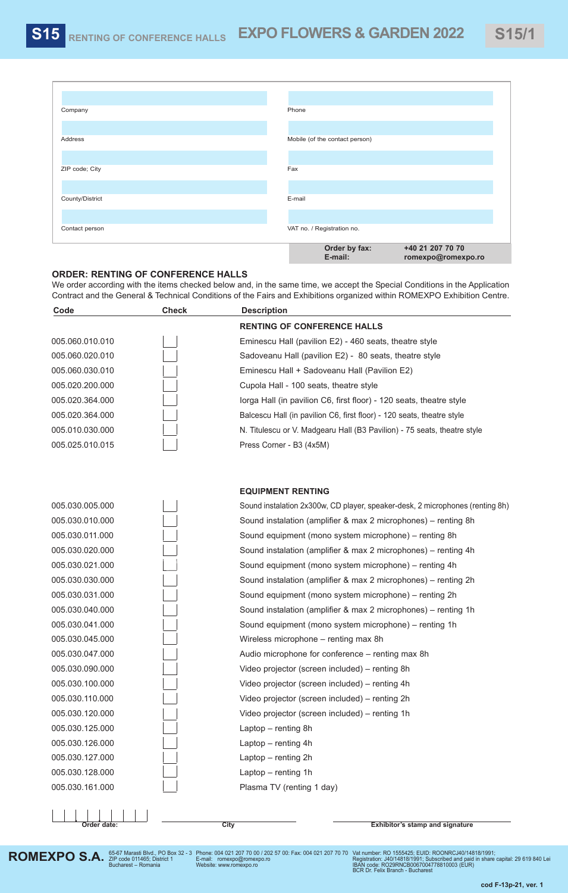# S15 RENTING OF CONFERENCE HALLS — EXPO FLOWERS & GARDEN 2022 — S15/1

| | |
|---|---|
| Company | Phone |
| Address | Mobile (of the contact person) |
| ZIP code; City | Fax |
| County/District | E-mail |
| Contact person | VAT no. / Registration no. |

**Order by fax:** +40 21 207 70 70
**E-mail:** romexpo@romexpo.ro

## ORDER: RENTING OF CONFERENCE HALLS

We order according with the items checked below and, in the same time, we accept the Special Conditions in the Application Contract and the General & Technical Conditions of the Fairs and Exhibitions organized within ROMEXPO Exhibition Centre.

| Code | Check | Description |
|---|---|---|
| | | **RENTING OF CONFERENCE HALLS** |
| 005.060.010.010 | ☐ | Eminescu Hall (pavilion E2) - 460 seats, theatre style |
| 005.060.020.010 | ☐ | Sadoveanu Hall (pavilion E2) - 80 seats, theatre style |
| 005.060.030.010 | ☐ | Eminescu Hall + Sadoveanu Hall (Pavilion E2) |
| 005.020.200.000 | ☐ | Cupola Hall - 100 seats, theatre style |
| 005.020.364.000 | ☐ | Iorga Hall (in pavilion C6, first floor) - 120 seats, theatre style |
| 005.020.364.000 | ☐ | Balcescu Hall (in pavilion C6, first floor) - 120 seats, theatre style |
| 005.010.030.000 | ☐ | N. Titulescu or V. Madgearu Hall (B3 Pavilion) - 75 seats, theatre style |
| 005.025.010.015 | ☐ | Press Corner - B3 (4x5M) |
| | | **EQUIPMENT RENTING** |
| 005.030.005.000 | ☐ | Sound instalation 2x300w, CD player, speaker-desk, 2 microphones (renting 8h) |
| 005.030.010.000 | ☐ | Sound instalation (amplifier & max 2 microphones) – renting 8h |
| 005.030.011.000 | ☐ | Sound equipment (mono system microphone) – renting 8h |
| 005.030.020.000 | ☐ | Sound instalation (amplifier & max 2 microphones) – renting 4h |
| 005.030.021.000 | ☐ | Sound equipment (mono system microphone) – renting 4h |
| 005.030.030.000 | ☐ | Sound instalation (amplifier & max 2 microphones) – renting 2h |
| 005.030.031.000 | ☐ | Sound equipment (mono system microphone) – renting 2h |
| 005.030.040.000 | ☐ | Sound instalation (amplifier & max 2 microphones) – renting 1h |
| 005.030.041.000 | ☐ | Sound equipment (mono system microphone) – renting 1h |
| 005.030.045.000 | ☐ | Wireless microphone – renting max 8h |
| 005.030.047.000 | ☐ | Audio microphone for conference – renting max 8h |
| 005.030.090.000 | ☐ | Video projector (screen included) – renting 8h |
| 005.030.100.000 | ☐ | Video projector (screen included) – renting 4h |
| 005.030.110.000 | ☐ | Video projector (screen included) – renting 2h |
| 005.030.120.000 | ☐ | Video projector (screen included) – renting 1h |
| 005.030.125.000 | ☐ | Laptop – renting 8h |
| 005.030.126.000 | ☐ | Laptop – renting 4h |
| 005.030.127.000 | ☐ | Laptop – renting 2h |
| 005.030.128.000 | ☐ | Laptop – renting 1h |
| 005.030.161.000 | ☐ | Plasma TV (renting 1 day) |

Order date: ____________  City: ____________  Exhibitor's stamp and signature: ____________

**ROMEXPO S.A.** 65-67 Marasti Blvd., PO Box 32 - 3, ZIP code 011465; District 1, Bucharest – Romania | Phone: 004 021 207 70 00 / 202 57 00: Fax: 004 021 207 70 70, E-mail: romexpo@romexpo.ro, Website: www.romexpo.ro | Vat number: RO 1555425; EUID: ROONRCJ40/14818/1991; Registration: J40/14818/1991; Subscribed and paid in share capital: 29 619 840 Lei, IBAN code: RO29RNCB0067004778810003 (EUR), BCR Dr. Felix Branch - Bucharest

cod F-13p-21, ver. 1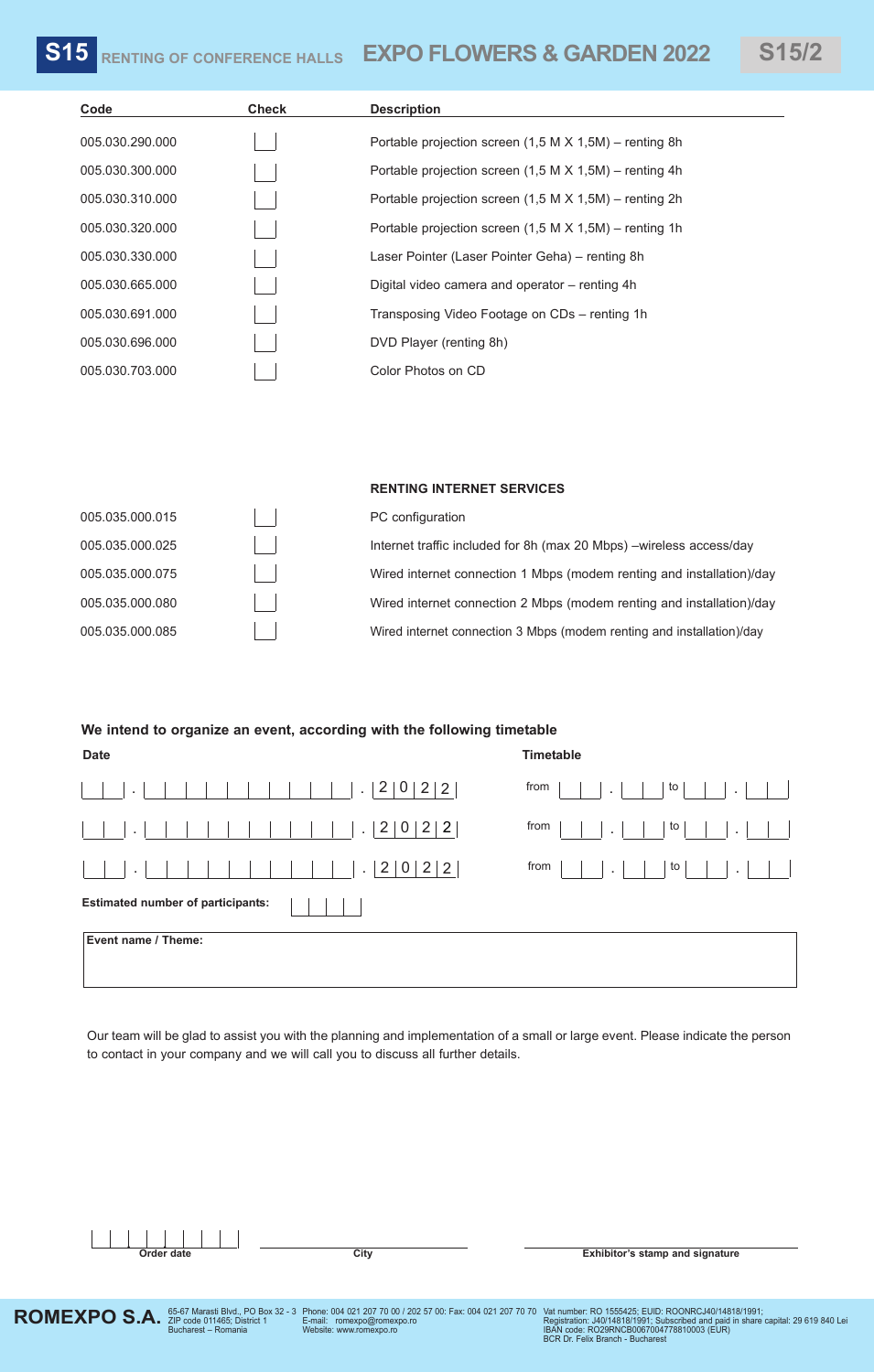## S15 RENTING OF CONFERENCE HALLS EXPO FLOWERS & GARDEN 2022 S15/2

| Code | Check | Description |
|---|---|---|
| 005.030.290.000 | | Portable projection screen (1,5 M X 1,5M) – renting 8h |
| 005.030.300.000 | | Portable projection screen (1,5 M X 1,5M) – renting 4h |
| 005.030.310.000 | | Portable projection screen (1,5 M X 1,5M) – renting 2h |
| 005.030.320.000 | | Portable projection screen (1,5 M X 1,5M) – renting 1h |
| 005.030.330.000 | | Laser Pointer (Laser Pointer Geha) – renting 8h |
| 005.030.665.000 | | Digital video camera and operator – renting 4h |
| 005.030.691.000 | | Transposing Video Footage on CDs – renting 1h |
| 005.030.696.000 | | DVD Player (renting 8h) |
| 005.030.703.000 | | Color Photos on CD |
| | | **RENTING INTERNET SERVICES** |
| 005.035.000.015 | | PC configuration |
| 005.035.000.025 | | Internet traffic included for 8h (max 20 Mbps) –wireless access/day |
| 005.035.000.075 | | Wired internet connection 1 Mbps (modem renting and installation)/day |
| 005.035.000.080 | | Wired internet connection 2 Mbps (modem renting and installation)/day |
| 005.035.000.085 | | Wired internet connection 3 Mbps (modem renting and installation)/day |

**We intend to organize an event, according with the following timetable**

| Date | Timetable |
|---|---|
| \_\_ . \_\_\_\_\_\_\_\_\_\_ . 2022 | from \_\_ . \_\_ to \_\_ . \_\_ |
| \_\_ . \_\_\_\_\_\_\_\_\_\_ . 2022 | from \_\_ . \_\_ to \_\_ . \_\_ |
| \_\_ . \_\_\_\_\_\_\_\_\_\_ . 2022 | from \_\_ . \_\_ to \_\_ . \_\_ |

**Estimated number of participants:** \_\_\_\_

**Event name / Theme:**

Our team will be glad to assist you with the planning and implementation of a small or large event. Please indicate the person to contact in your company and we will call you to discuss all further details.

Order date | City | Exhibitor's stamp and signature

**ROMEXPO S.A.** 65-67 Marasti Blvd., PO Box 32 - 3 ZIP code 011465; District 1 Bucharest – Romania; Phone: 004 021 207 70 00 / 202 57 00: Fax: 004 021 207 70 70 E-mail: romexpo@romexpo.ro Website: www.romexpo.ro; Vat number: RO 1555425; EUID: ROONRCJ40/14818/1991; Registration: J40/14818/1991; Subscribed and paid in share capital: 29 619 840 Lei IBAN code: RO29RNCB0067004778810003 (EUR) BCR Dr. Felix Branch - Bucharest